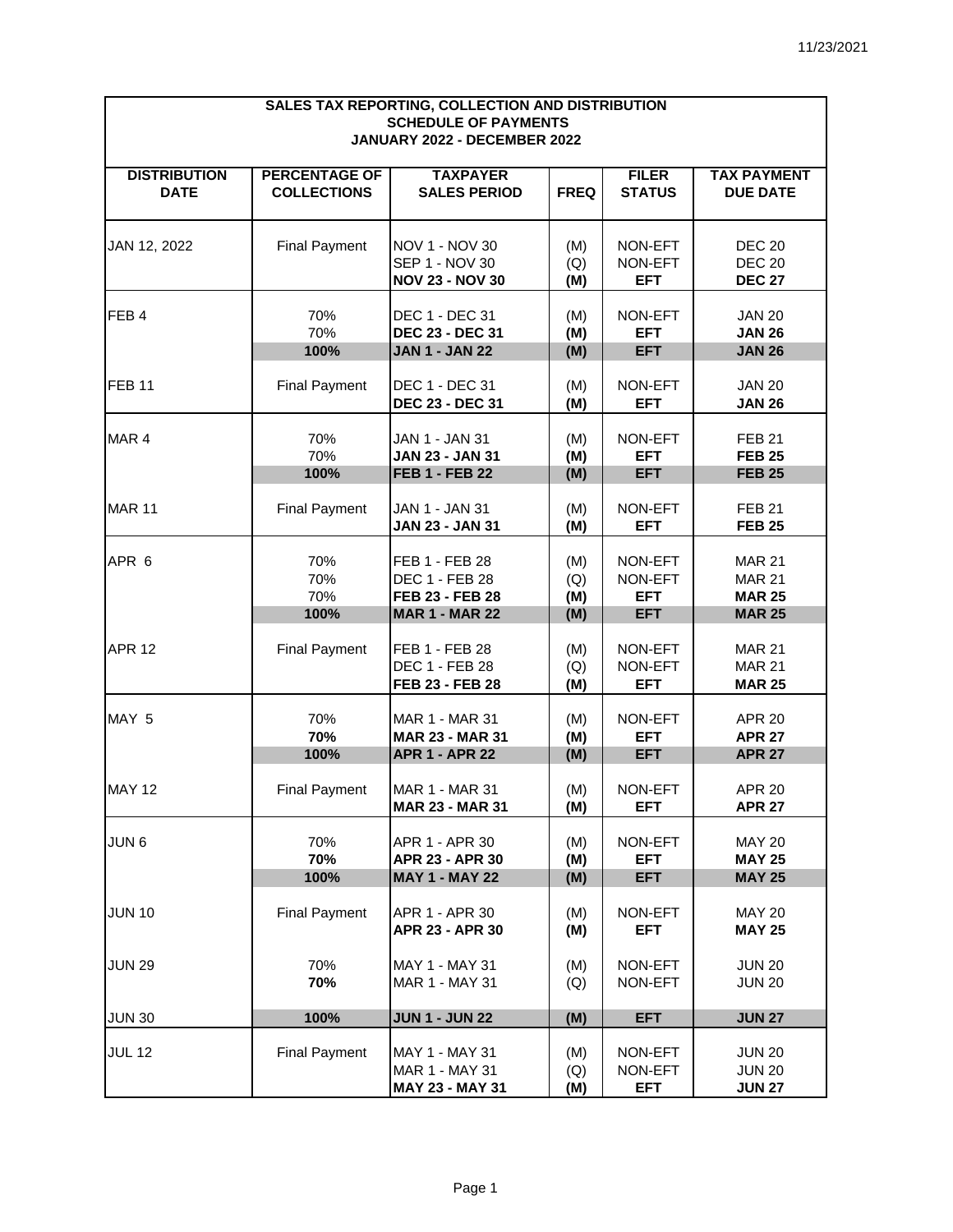11/23/2021

| SALES TAX REPORTING, COLLECTION AND DISTRIBUTION<br>SCHEDULE OF PAYMENTS<br>JANUARY 2022 - DECEMBER 2022 | | | | | |
|---|---|---|---|---|---|
| **DISTRIBUTION DATE** | **PERCENTAGE OF COLLECTIONS** | **TAXPAYER SALES PERIOD** | **FREQ** | **FILER STATUS** | **TAX PAYMENT DUE DATE** |
| JAN 12, 2022 | Final Payment | NOV 1 - NOV 30 | (M) | NON-EFT | DEC 20 |
| | | SEP 1 - NOV 30 | (Q) | NON-EFT | DEC 20 |
| | | **NOV 23 - NOV 30** | **(M)** | **EFT** | **DEC 27** |
| FEB 4 | 70% | DEC 1 - DEC 31 | (M) | NON-EFT | JAN 20 |
| | 70% | **DEC 23 - DEC 31** | **(M)** | **EFT** | **JAN 26** |
| | **100%** | **JAN 1 - JAN 22** | **(M)** | **EFT** | **JAN 26** |
| FEB 11 | Final Payment | DEC 1 - DEC 31 | (M) | NON-EFT | JAN 20 |
| | | **DEC 23 - DEC 31** | **(M)** | **EFT** | **JAN 26** |
| MAR 4 | 70% | JAN 1 - JAN 31 | (M) | NON-EFT | FEB 21 |
| | 70% | **JAN 23 - JAN 31** | **(M)** | **EFT** | **FEB 25** |
| | **100%** | **FEB 1 - FEB 22** | **(M)** | **EFT** | **FEB 25** |
| MAR 11 | Final Payment | JAN 1 - JAN 31 | (M) | NON-EFT | FEB 21 |
| | | **JAN 23 - JAN 31** | **(M)** | **EFT** | **FEB 25** |
| APR 6 | 70% | FEB 1 - FEB 28 | (M) | NON-EFT | MAR 21 |
| | 70% | DEC 1 - FEB 28 | (Q) | NON-EFT | MAR 21 |
| | 70% | **FEB 23 - FEB 28** | **(M)** | **EFT** | **MAR 25** |
| | **100%** | **MAR 1 - MAR 22** | **(M)** | **EFT** | **MAR 25** |
| APR 12 | Final Payment | FEB 1 - FEB 28 | (M) | NON-EFT | MAR 21 |
| | | DEC 1 - FEB 28 | (Q) | NON-EFT | MAR 21 |
| | | **FEB 23 - FEB 28** | **(M)** | **EFT** | **MAR 25** |
| MAY 5 | 70% | MAR 1 - MAR 31 | (M) | NON-EFT | APR 20 |
| | **70%** | **MAR 23 - MAR 31** | **(M)** | **EFT** | **APR 27** |
| | **100%** | **APR 1 - APR 22** | **(M)** | **EFT** | **APR 27** |
| MAY 12 | Final Payment | MAR 1 - MAR 31 | (M) | NON-EFT | APR 20 |
| | | **MAR 23 - MAR 31** | **(M)** | **EFT** | **APR 27** |
| JUN 6 | 70% | APR 1 - APR 30 | (M) | NON-EFT | MAY 20 |
| | **70%** | **APR 23 - APR 30** | **(M)** | **EFT** | **MAY 25** |
| | **100%** | **MAY 1 - MAY 22** | **(M)** | **EFT** | **MAY 25** |
| JUN 10 | Final Payment | APR 1 - APR 30 | (M) | NON-EFT | MAY 20 |
| | | **APR 23 - APR 30** | **(M)** | **EFT** | **MAY 25** |
| JUN 29 | 70% | MAY 1 - MAY 31 | (M) | NON-EFT | JUN 20 |
| | **70%** | MAR 1 - MAY 31 | (Q) | NON-EFT | JUN 20 |
| JUN 30 | **100%** | **JUN 1 - JUN 22** | **(M)** | **EFT** | **JUN 27** |
| JUL 12 | Final Payment | MAY 1 - MAY 31 | (M) | NON-EFT | JUN 20 |
| | | MAR 1 - MAY 31 | (Q) | NON-EFT | JUN 20 |
| | | **MAY 23 - MAY 31** | **(M)** | **EFT** | **JUN 27** |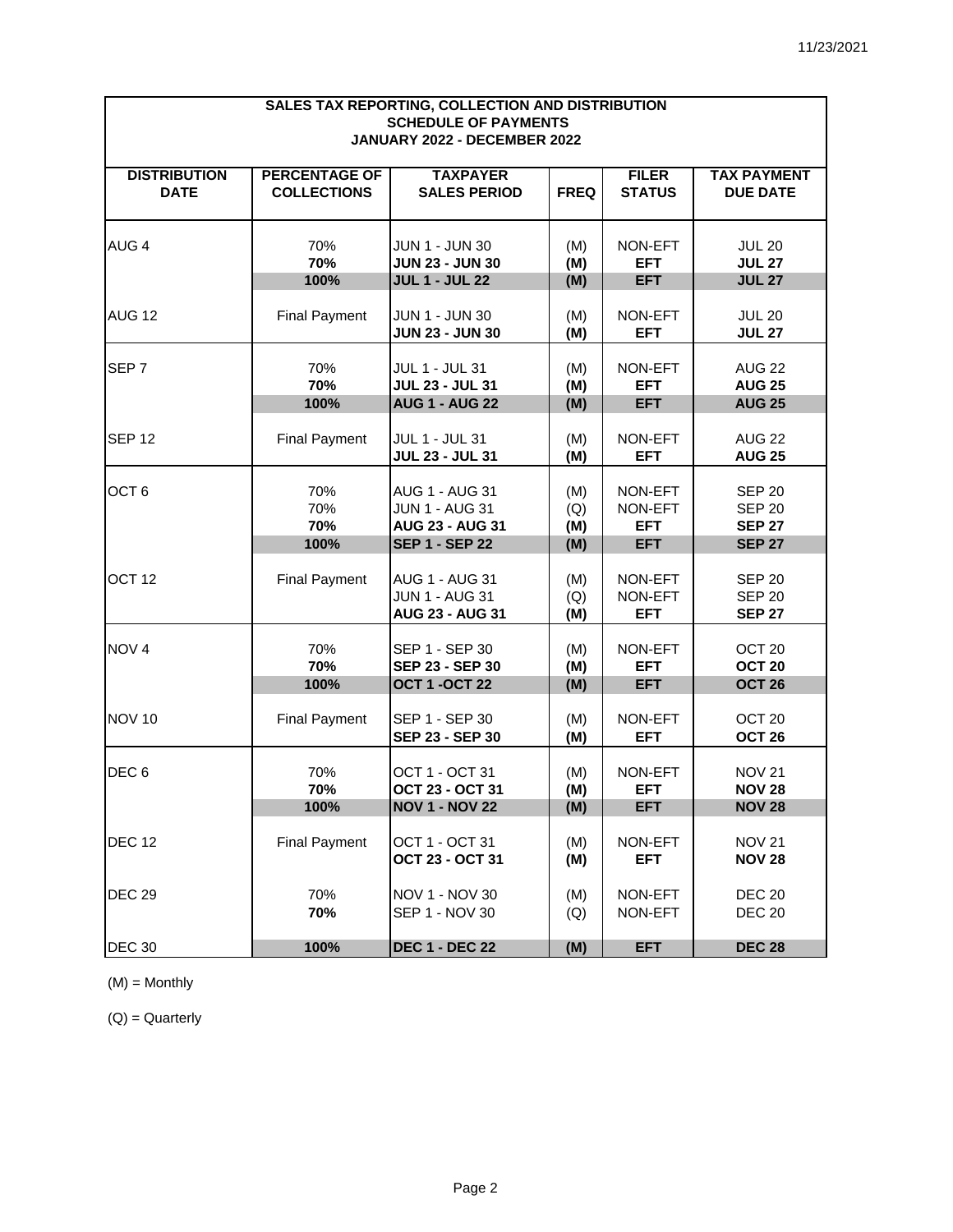**SALES TAX REPORTING, COLLECTION AND DISTRIBUTION**
**SCHEDULE OF PAYMENTS**
**JANUARY 2022 - DECEMBER 2022**

| DISTRIBUTION DATE | PERCENTAGE OF COLLECTIONS | TAXPAYER SALES PERIOD | FREQ | FILER STATUS | TAX PAYMENT DUE DATE |
|---|---|---|---|---|---|
| AUG 4 | 70% | JUN 1 - JUN 30 | (M) | NON-EFT | JUL 20 |
| | **70%** | **JUN 23 - JUN 30** | **(M)** | **EFT** | **JUL 27** |
| | **100%** | **JUL 1 - JUL 22** | **(M)** | **EFT** | **JUL 27** |
| AUG 12 | Final Payment | JUN 1 - JUN 30 | (M) | NON-EFT | JUL 20 |
| | | **JUN 23 - JUN 30** | **(M)** | **EFT** | **JUL 27** |
| SEP 7 | 70% | JUL 1 - JUL 31 | (M) | NON-EFT | AUG 22 |
| | **70%** | **JUL 23 - JUL 31** | **(M)** | **EFT** | **AUG 25** |
| | **100%** | **AUG 1 - AUG 22** | **(M)** | **EFT** | **AUG 25** |
| SEP 12 | Final Payment | JUL 1 - JUL 31 | (M) | NON-EFT | AUG 22 |
| | | **JUL 23 - JUL 31** | **(M)** | **EFT** | **AUG 25** |
| OCT 6 | 70% | AUG 1 - AUG 31 | (M) | NON-EFT | SEP 20 |
| | 70% | JUN 1 - AUG 31 | (Q) | NON-EFT | SEP 20 |
| | **70%** | **AUG 23 - AUG 31** | **(M)** | **EFT** | **SEP 27** |
| | **100%** | **SEP 1 - SEP 22** | **(M)** | **EFT** | **SEP 27** |
| OCT 12 | Final Payment | AUG 1 - AUG 31 | (M) | NON-EFT | SEP 20 |
| | | JUN 1 - AUG 31 | (Q) | NON-EFT | SEP 20 |
| | | **AUG 23 - AUG 31** | **(M)** | **EFT** | **SEP 27** |
| NOV 4 | 70% | SEP 1 - SEP 30 | (M) | NON-EFT | OCT 20 |
| | **70%** | **SEP 23 - SEP 30** | **(M)** | **EFT** | **OCT 20** |
| | **100%** | **OCT 1 -OCT 22** | **(M)** | **EFT** | **OCT 26** |
| NOV 10 | Final Payment | SEP 1 - SEP 30 | (M) | NON-EFT | OCT 20 |
| | | **SEP 23 - SEP 30** | **(M)** | **EFT** | **OCT 26** |
| DEC 6 | 70% | OCT 1 - OCT 31 | (M) | NON-EFT | NOV 21 |
| | **70%** | **OCT 23 - OCT 31** | **(M)** | **EFT** | **NOV 28** |
| | **100%** | **NOV 1 - NOV 22** | **(M)** | **EFT** | **NOV 28** |
| DEC 12 | Final Payment | OCT 1 - OCT 31 | (M) | NON-EFT | NOV 21 |
| | | **OCT 23 - OCT 31** | **(M)** | **EFT** | **NOV 28** |
| DEC 29 | 70% | NOV 1 - NOV 30 | (M) | NON-EFT | DEC 20 |
| | **70%** | SEP 1 - NOV 30 | (Q) | NON-EFT | DEC 20 |
| DEC 30 | **100%** | **DEC 1 - DEC 22** | **(M)** | **EFT** | **DEC 28** |

(M) = Monthly

(Q) = Quarterly